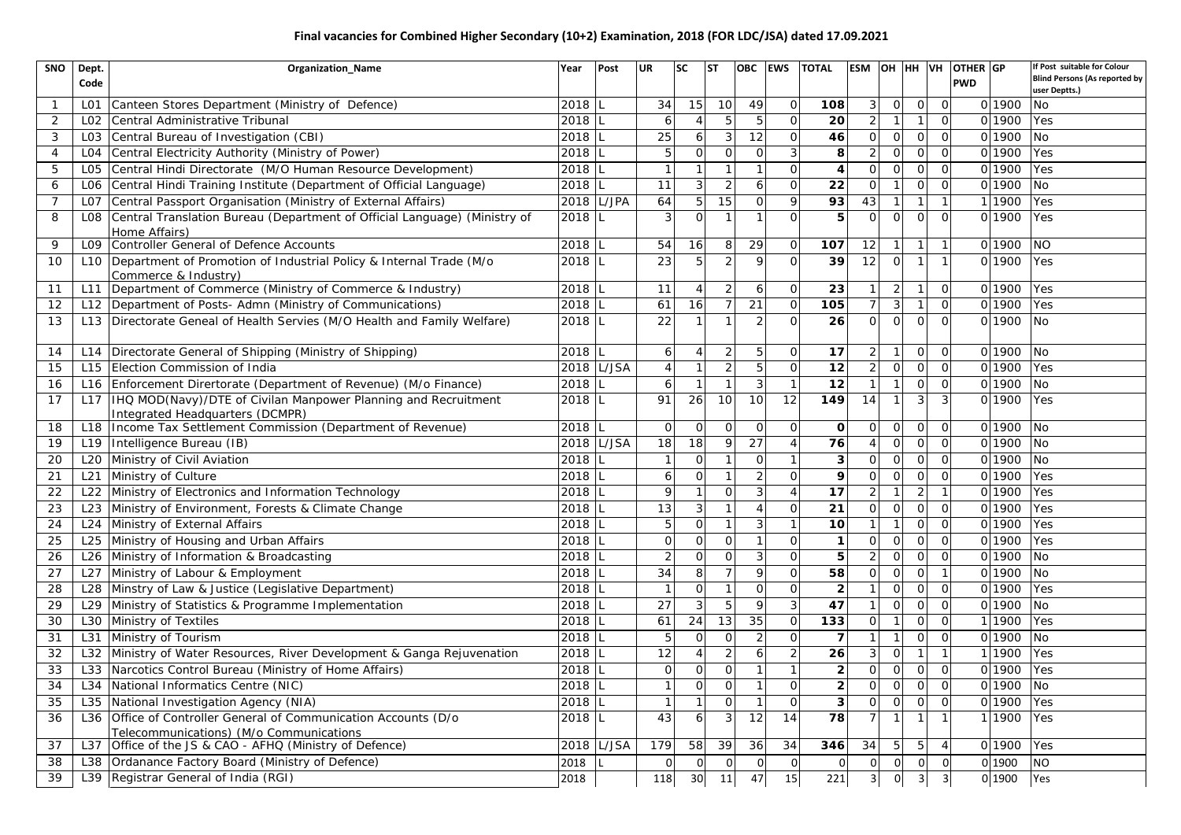**Final vacancies for Combined Higher Secondary (10+2) Examination, 2018 (FOR LDC/JSA) dated 17.09.2021**

| SNO | Dept. Code | Organization_Name | Year | Post | UR | SC | ST | OBC | EWS | TOTAL | ESM | OH | HH | VH | OTHER PWD | GP | If Post suitable for Colour Blind Persons (As reported by user Deptts.) |
|---|---|---|---|---|---|---|---|---|---|---|---|---|---|---|---|---|---|
| 1 | L01 | Canteen Stores Department (Ministry of Defence) | 2018 | L | 34 | 15 | 10 | 49 | 0 | **108** | 3 | 0 | 0 | 0 | 0 | 1900 | No |
| 2 | L02 | Central Administrative Tribunal | 2018 | L | 6 | 4 | 5 | 5 | 0 | **20** | 2 | 1 | 1 | 0 | 0 | 1900 | Yes |
| 3 | L03 | Central Bureau of Investigation (CBI) | 2018 | L | 25 | 6 | 3 | 12 | 0 | **46** | 0 | 0 | 0 | 0 | 0 | 1900 | No |
| 4 | L04 | Central Electricity Authority (Ministry of Power) | 2018 | L | 5 | 0 | 0 | 0 | 3 | **8** | 2 | 0 | 0 | 0 | 0 | 1900 | Yes |
| 5 | L05 | Central Hindi Directorate (M/O Human Resource Development) | 2018 | L | 1 | 1 | 1 | 1 | 0 | **4** | 0 | 0 | 0 | 0 | 0 | 1900 | Yes |
| 6 | L06 | Central Hindi Training Institute (Department of Official Language) | 2018 | L | 11 | 3 | 2 | 6 | 0 | **22** | 0 | 1 | 0 | 0 | 0 | 1900 | No |
| 7 | L07 | Central Passport Organisation (Ministry of External Affairs) | 2018 | L/JPA | 64 | 5 | 15 | 0 | 9 | **93** | 43 | 1 | 1 | 1 | 1 | 1900 | Yes |
| 8 | L08 | Central Translation Bureau (Department of Official Language) (Ministry of Home Affairs) | 2018 | L | 3 | 0 | 1 | 1 | 0 | **5** | 0 | 0 | 0 | 0 | 0 | 1900 | Yes |
| 9 | L09 | Controller General of Defence Accounts | 2018 | L | 54 | 16 | 8 | 29 | 0 | **107** | 12 | 1 | 1 | 1 | 0 | 1900 | NO |
| 10 | L10 | Department of Promotion of Industrial Policy & Internal Trade (M/o Commerce & Industry) | 2018 | L | 23 | 5 | 2 | 9 | 0 | **39** | 12 | 0 | 1 | 1 | 0 | 1900 | Yes |
| 11 | L11 | Department of Commerce (Ministry of Commerce & Industry) | 2018 | L | 11 | 4 | 2 | 6 | 0 | **23** | 1 | 2 | 1 | 0 | 0 | 1900 | Yes |
| 12 | L12 | Department of Posts- Admn (Ministry of Communications) | 2018 | L | 61 | 16 | 7 | 21 | 0 | **105** | 7 | 3 | 1 | 0 | 0 | 1900 | Yes |
| 13 | L13 | Directorate Geneal of Health Servies (M/O Health and Family Welfare) | 2018 | L | 22 | 1 | 1 | 2 | 0 | **26** | 0 | 0 | 0 | 0 | 0 | 1900 | No |
| 14 | L14 | Directorate General of Shipping (Ministry of Shipping) | 2018 | L | 6 | 4 | 2 | 5 | 0 | **17** | 2 | 1 | 0 | 0 | 0 | 1900 | No |
| 15 | L15 | Election Commission of India | 2018 | L/JSA | 4 | 1 | 2 | 5 | 0 | **12** | 2 | 0 | 0 | 0 | 0 | 1900 | Yes |
| 16 | L16 | Enforcement Dirertorate (Department of Revenue) (M/o Finance) | 2018 | L | 6 | 1 | 1 | 3 | 1 | **12** | 1 | 1 | 0 | 0 | 0 | 1900 | No |
| 17 | L17 | IHQ MOD(Navy)/DTE of Civilan Manpower Planning and Recruitment Integrated Headquarters (DCMPR) | 2018 | L | 91 | 26 | 10 | 10 | 12 | **149** | 14 | 1 | 3 | 3 | 0 | 1900 | Yes |
| 18 | L18 | Income Tax Settlement Commission (Department of Revenue) | 2018 | L | 0 | 0 | 0 | 0 | 0 | **0** | 0 | 0 | 0 | 0 | 0 | 1900 | No |
| 19 | L19 | Intelligence Bureau (IB) | 2018 | L/JSA | 18 | 18 | 9 | 27 | 4 | **76** | 4 | 0 | 0 | 0 | 0 | 1900 | No |
| 20 | L20 | Ministry of Civil Aviation | 2018 | L | 1 | 0 | 1 | 0 | 1 | **3** | 0 | 0 | 0 | 0 | 0 | 1900 | No |
| 21 | L21 | Ministry of Culture | 2018 | L | 6 | 0 | 1 | 2 | 0 | **9** | 0 | 0 | 0 | 0 | 0 | 1900 | Yes |
| 22 | L22 | Ministry of Electronics and Information Technology | 2018 | L | 9 | 1 | 0 | 3 | 4 | **17** | 2 | 1 | 2 | 1 | 0 | 1900 | Yes |
| 23 | L23 | Ministry of Environment, Forests & Climate Change | 2018 | L | 13 | 3 | 1 | 4 | 0 | **21** | 0 | 0 | 0 | 0 | 0 | 1900 | Yes |
| 24 | L24 | Ministry of External Affairs | 2018 | L | 5 | 0 | 1 | 3 | 1 | **10** | 1 | 1 | 0 | 0 | 0 | 1900 | Yes |
| 25 | L25 | Ministry of Housing and Urban Affairs | 2018 | L | 0 | 0 | 0 | 1 | 0 | **1** | 0 | 0 | 0 | 0 | 0 | 1900 | Yes |
| 26 | L26 | Ministry of Information & Broadcasting | 2018 | L | 2 | 0 | 0 | 3 | 0 | **5** | 2 | 0 | 0 | 0 | 0 | 1900 | No |
| 27 | L27 | Ministry of Labour & Employment | 2018 | L | 34 | 8 | 7 | 9 | 0 | **58** | 0 | 0 | 0 | 1 | 0 | 1900 | No |
| 28 | L28 | Minstry of Law & Justice (Legislative Department) | 2018 | L | 1 | 0 | 1 | 0 | 0 | **2** | 1 | 0 | 0 | 0 | 0 | 1900 | Yes |
| 29 | L29 | Ministry of Statistics & Programme Implementation | 2018 | L | 27 | 3 | 5 | 9 | 3 | **47** | 1 | 0 | 0 | 0 | 0 | 1900 | No |
| 30 | L30 | Ministry of Textiles | 2018 | L | 61 | 24 | 13 | 35 | 0 | **133** | 0 | 1 | 0 | 0 | 1 | 1900 | Yes |
| 31 | L31 | Ministry of Tourism | 2018 | L | 5 | 0 | 0 | 2 | 0 | **7** | 1 | 1 | 0 | 0 | 0 | 1900 | No |
| 32 | L32 | Ministry of Water Resources, River Development & Ganga Rejuvenation | 2018 | L | 12 | 4 | 2 | 6 | 2 | **26** | 3 | 0 | 1 | 1 | 1 | 1900 | Yes |
| 33 | L33 | Narcotics Control Bureau (Ministry of Home Affairs) | 2018 | L | 0 | 0 | 0 | 1 | 1 | **2** | 0 | 0 | 0 | 0 | 0 | 1900 | Yes |
| 34 | L34 | National Informatics Centre (NIC) | 2018 | L | 1 | 0 | 0 | 1 | 0 | **2** | 0 | 0 | 0 | 0 | 0 | 1900 | No |
| 35 | L35 | National Investigation Agency (NIA) | 2018 | L | 1 | 1 | 0 | 1 | 0 | **3** | 0 | 0 | 0 | 0 | 0 | 1900 | Yes |
| 36 | L36 | Office of Controller General of Communication Accounts (D/o Telecommunications) (M/o Communications | 2018 | L | 43 | 6 | 3 | 12 | 14 | **78** | 7 | 1 | 1 | 1 | 1 | 1900 | Yes |
| 37 | L37 | Office of the JS & CAO - AFHQ (Ministry of Defence) | 2018 | L/JSA | 179 | 58 | 39 | 36 | 34 | **346** | 34 | 5 | 5 | 4 | 0 | 1900 | Yes |
| 38 | L38 | Ordanance Factory Board (Ministry of Defence) | 2018 | L | 0 | 0 | 0 | 0 | 0 | 0 | 0 | 0 | 0 | 0 | 0 | 1900 | NO |
| 39 | L39 | Registrar General of India (RGI) | 2018 | | 118 | 30 | 11 | 47 | 15 | 221 | 3 | 0 | 3 | 3 | 0 | 1900 | Yes |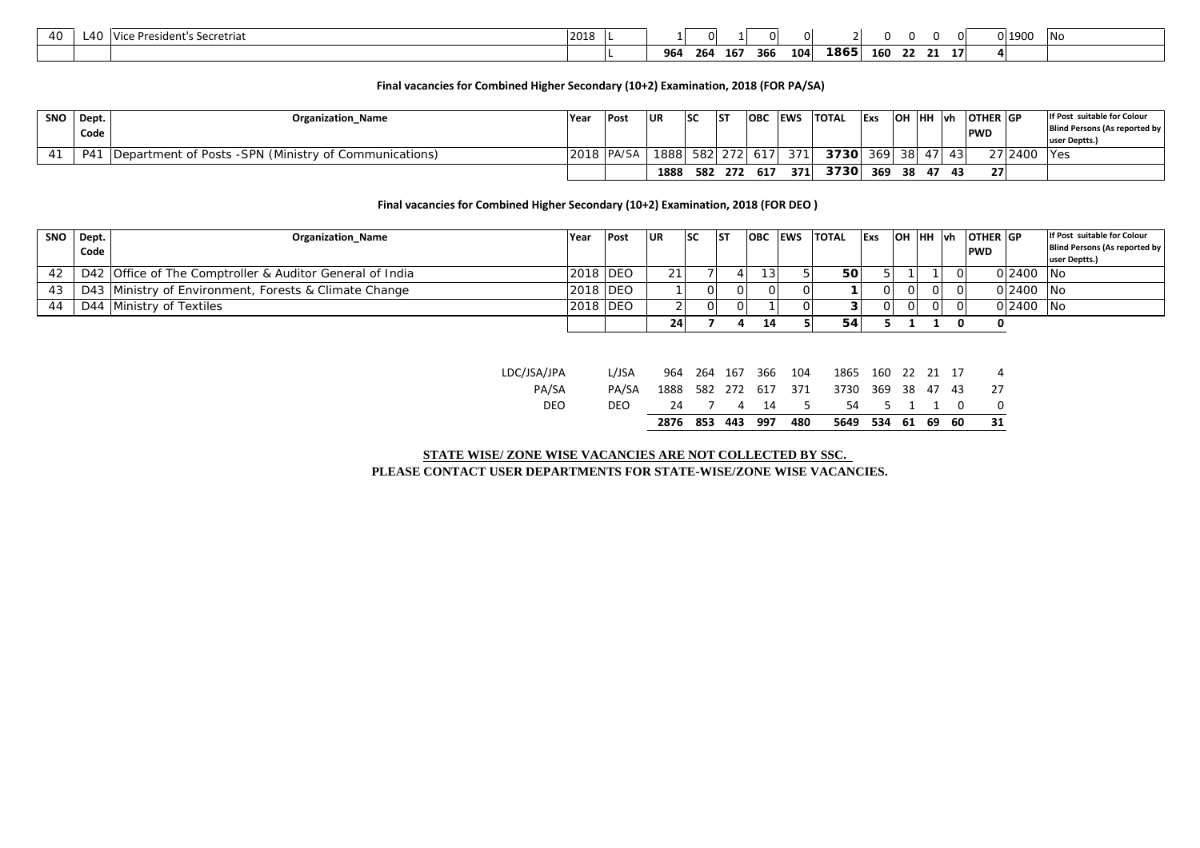| | | | | | | | | | | | | | | | | | | |
|---|---|---|---|---|---|---|---|---|---|---|---|---|---|---|---|---|---|---|
| 40 | L40 | Vice President's Secretriat | 2018 | L | 1 | 0 | 1 | 0 | 0 | 2 | 0 | 0 | 0 | 0 | 0 | 1900 | No |
| | | | | L | 964 | 264 | 167 | 366 | 104 | 1865 | 160 | 22 | 21 | 17 | 4 | | |

**Final vacancies for Combined Higher Secondary (10+2) Examination, 2018 (FOR PA/SA)**

| SNO | Dept. Code | Organization_Name | Year | Post | UR | SC | ST | OBC | EWS | TOTAL | Exs | OH | HH | vh | OTHER PWD | GP | If Post suitable for Colour Blind Persons (As reported by user Deptts.) |
|---|---|---|---|---|---|---|---|---|---|---|---|---|---|---|---|---|---|
| 41 | P41 | Department of Posts -SPN (Ministry of Communications) | 2018 | PA/SA | 1888 | 582 | 272 | 617 | 371 | 3730 | 369 | 38 | 47 | 43 | 27 | 2400 | Yes |
| | | | | | 1888 | 582 | 272 | 617 | 371 | 3730 | 369 | 38 | 47 | 43 | 27 | | |

**Final vacancies for Combined Higher Secondary (10+2) Examination, 2018 (FOR DEO )**

| SNO | Dept. Code | Organization_Name | Year | Post | UR | SC | ST | OBC | EWS | TOTAL | Exs | OH | HH | vh | OTHER PWD | GP | If Post suitable for Colour Blind Persons (As reported by user Deptts.) |
|---|---|---|---|---|---|---|---|---|---|---|---|---|---|---|---|---|---|
| 42 | D42 | Office of The Comptroller & Auditor General of India | 2018 | DEO | 21 | 7 | 4 | 13 | 5 | 50 | 5 | 1 | 1 | 0 | 0 | 2400 | No |
| 43 | D43 | Ministry of Environment, Forests & Climate Change | 2018 | DEO | 1 | 0 | 0 | 0 | 0 | 1 | 0 | 0 | 0 | 0 | 0 | 2400 | No |
| 44 | D44 | Ministry of Textiles | 2018 | DEO | 2 | 0 | 0 | 1 | 0 | 3 | 0 | 0 | 0 | 0 | 0 | 2400 | No |
| | | | | | 24 | 7 | 4 | 14 | 5 | 54 | 5 | 1 | 1 | 0 | 0 | | |

| | | | | | | | | | | | | | |
|---|---|---|---|---|---|---|---|---|---|---|---|---|---|
| LDC/JSA/JPA | L/JSA | 964 | 264 | 167 | 366 | 104 | 1865 | 160 | 22 | 21 | 17 | 4 |
| PA/SA | PA/SA | 1888 | 582 | 272 | 617 | 371 | 3730 | 369 | 38 | 47 | 43 | 27 |
| DEO | DEO | 24 | 7 | 4 | 14 | 5 | 54 | 5 | 1 | 1 | 0 | 0 |
| | | 2876 | 853 | 443 | 997 | 480 | 5649 | 534 | 61 | 69 | 60 | 31 |

**STATE WISE/ ZONE WISE VACANCIES ARE NOT COLLECTED BY SSC.**

**PLEASE CONTACT USER DEPARTMENTS FOR STATE-WISE/ZONE WISE VACANCIES.**